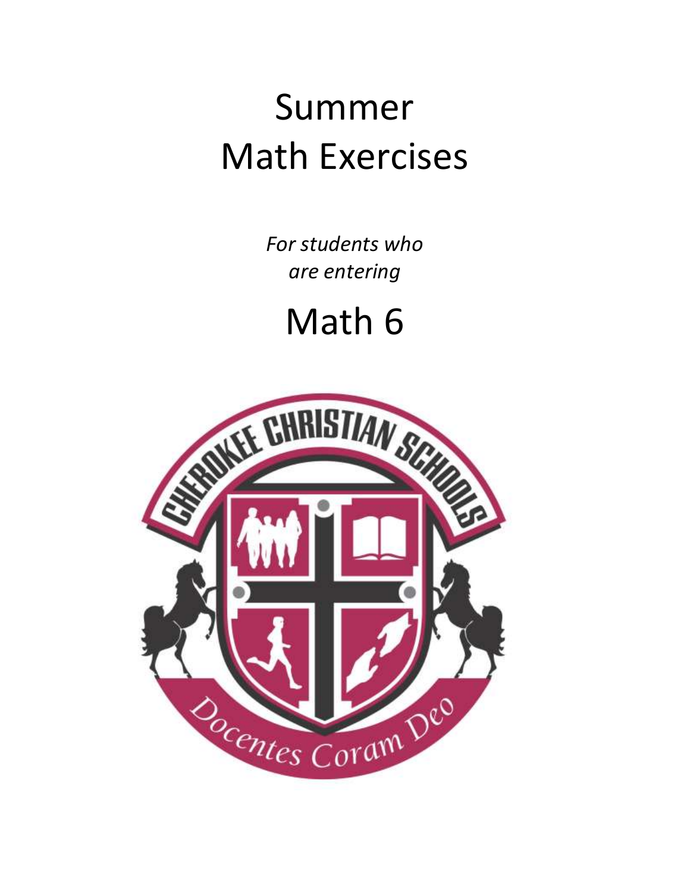# Summer
# Math Exercises

*For students who are entering*

# Math 6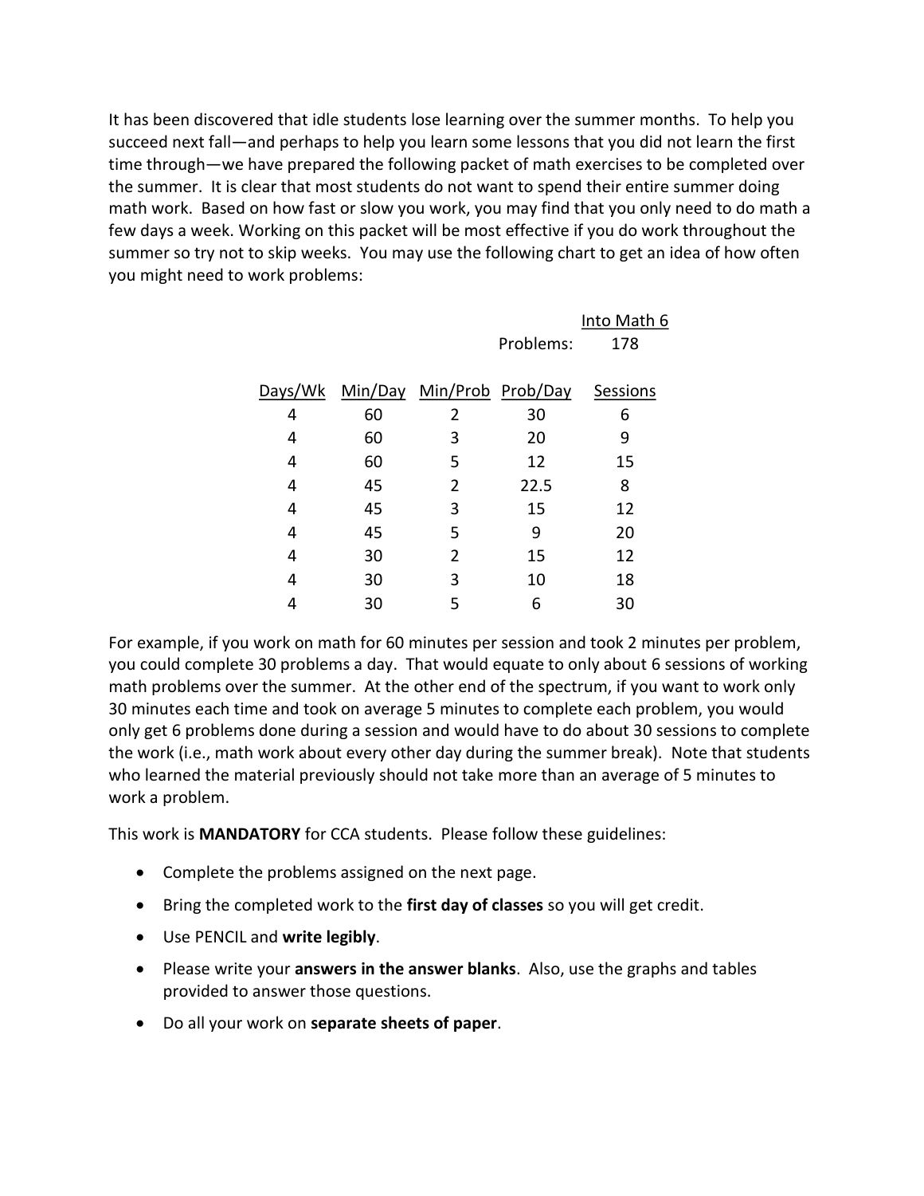It has been discovered that idle students lose learning over the summer months. To help you succeed next fall—and perhaps to help you learn some lessons that you did not learn the first time through—we have prepared the following packet of math exercises to be completed over the summer. It is clear that most students do not want to spend their entire summer doing math work. Based on how fast or slow you work, you may find that you only need to do math a few days a week. Working on this packet will be most effective if you do work throughout the summer so try not to skip weeks. You may use the following chart to get an idea of how often you might need to work problems:

| | | | | Into Math 6 |
|---|---|---|---|---|
| | | | Problems: | 178 |
| **Days/Wk** | **Min/Day** | **Min/Prob** | **Prob/Day** | **Sessions** |
| 4 | 60 | 2 | 30 | 6 |
| 4 | 60 | 3 | 20 | 9 |
| 4 | 60 | 5 | 12 | 15 |
| 4 | 45 | 2 | 22.5 | 8 |
| 4 | 45 | 3 | 15 | 12 |
| 4 | 45 | 5 | 9 | 20 |
| 4 | 30 | 2 | 15 | 12 |
| 4 | 30 | 3 | 10 | 18 |
| 4 | 30 | 5 | 6 | 30 |

For example, if you work on math for 60 minutes per session and took 2 minutes per problem, you could complete 30 problems a day. That would equate to only about 6 sessions of working math problems over the summer. At the other end of the spectrum, if you want to work only 30 minutes each time and took on average 5 minutes to complete each problem, you would only get 6 problems done during a session and would have to do about 30 sessions to complete the work (i.e., math work about every other day during the summer break). Note that students who learned the material previously should not take more than an average of 5 minutes to work a problem.

This work is **MANDATORY** for CCA students. Please follow these guidelines:

- Complete the problems assigned on the next page.
- Bring the completed work to the **first day of classes** so you will get credit.
- Use PENCIL and **write legibly**.
- Please write your **answers in the answer blanks**. Also, use the graphs and tables provided to answer those questions.
- Do all your work on **separate sheets of paper**.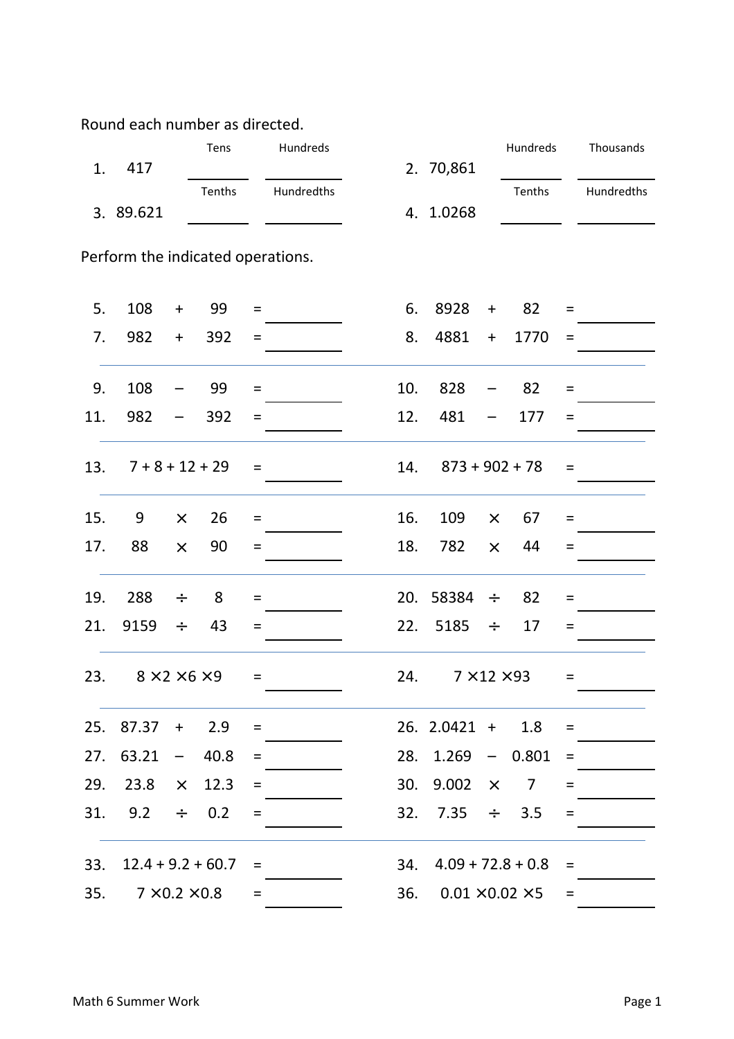Round each number as directed.

| | | Tens | Hundreds | | | Hundreds | Thousands |
|---|---|---|---|---|---|---|---|
| 1. | 417 | ______ | ______ | 2. | 70,861 | ______ | ______ |
| | | **Tenths** | **Hundredths** | | | **Tenths** | **Hundredths** |
| 3. | 89.621 | ______ | ______ | 4. | 1.0268 | ______ | ______ |

Perform the indicated operations.

5. $108 + 99 =$ ______ 6. $8928 + 82 =$ ______

7. $982 + 392 =$ ______ 8. $4881 + 1770 =$ ______

---

9. $108 - 99 =$ ______ 10. $828 - 82 =$ ______

11. $982 - 392 =$ ______ 12. $481 - 177 =$ ______

---

13. $7 + 8 + 12 + 29 =$ ______ 14. $873 + 902 + 78 =$ ______

---

15. $9 \times 26 =$ ______ 16. $109 \times 67 =$ ______

17. $88 \times 90 =$ ______ 18. $782 \times 44 =$ ______

---

19. $288 \div 8 =$ ______ 20. $58384 \div 82 =$ ______

21. $9159 \div 43 =$ ______ 22. $5185 \div 17 =$ ______

---

23. $8 \times 2 \times 6 \times 9 =$ ______ 24. $7 \times 12 \times 93 =$ ______

---

25. $87.37 + 2.9 =$ ______ 26. $2.0421 + 1.8 =$ ______

27. $63.21 - 40.8 =$ ______ 28. $1.269 - 0.801 =$ ______

29. $23.8 \times 12.3 =$ ______ 30. $9.002 \times 7 =$ ______

31. $9.2 \div 0.2 =$ ______ 32. $7.35 \div 3.5 =$ ______

---

33. $12.4 + 9.2 + 60.7 =$ ______ 34. $4.09 + 72.8 + 0.8 =$ ______

35. $7 \times 0.2 \times 0.8 =$ ______ 36. $0.01 \times 0.02 \times 5 =$ ______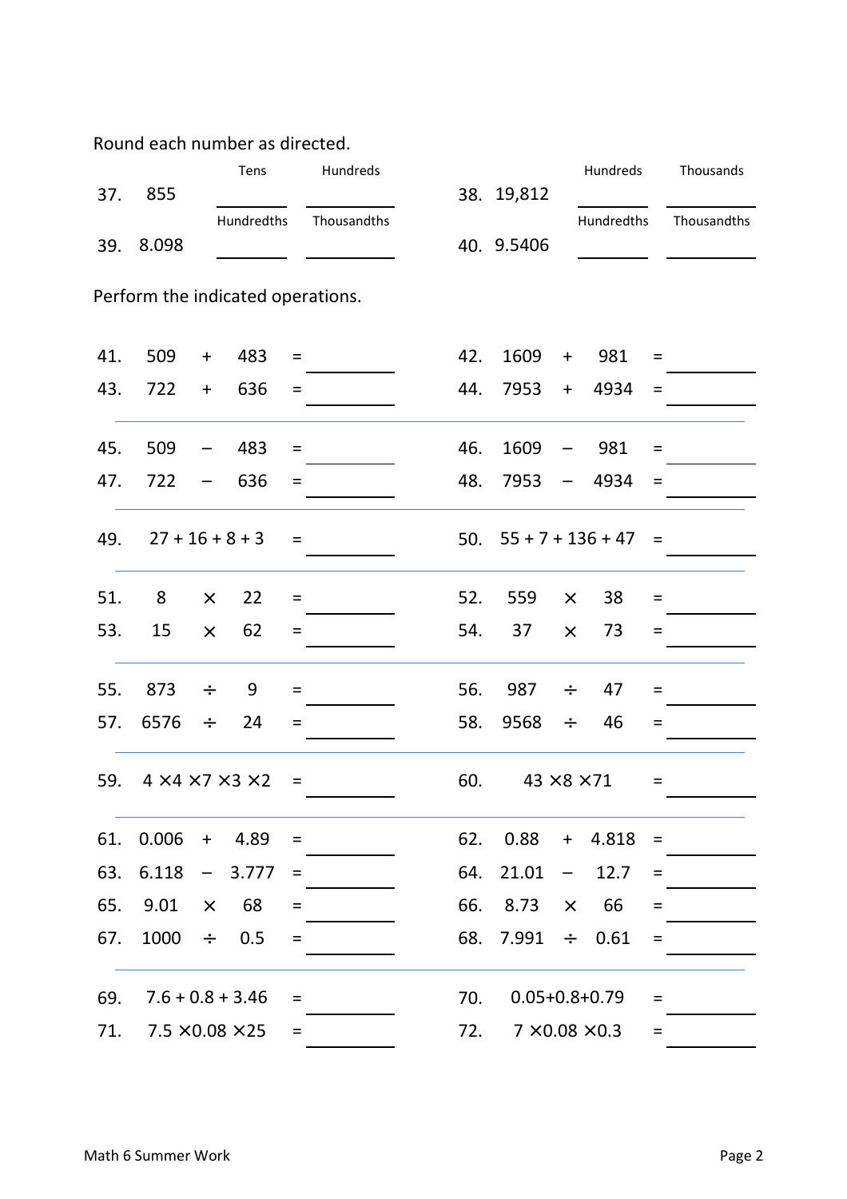Round each number as directed.

| | | Tens | Hundreds | | | Hundreds | Thousands |
|---|---|---|---|---|---|---|---|
| 37. | 855 | ______ | ______ | 38. | 19,812 | ______ | ______ |
| | | Hundredths | Thousandths | | | Hundredths | Thousandths |
| 39. | 8.098 | ______ | ______ | 40. | 9.5406 | ______ | ______ |

Perform the indicated operations.

41. $509 + 483 =$ ______ 42. $1609 + 981 =$ ______

43. $722 + 636 =$ ______ 44. $7953 + 4934 =$ ______

---

45. $509 - 483 =$ ______ 46. $1609 - 981 =$ ______

47. $722 - 636 =$ ______ 48. $7953 - 4934 =$ ______

---

49. $27 + 16 + 8 + 3 =$ ______ 50. $55 + 7 + 136 + 47 =$ ______

---

51. $8 \times 22 =$ ______ 52. $559 \times 38 =$ ______

53. $15 \times 62 =$ ______ 54. $37 \times 73 =$ ______

---

55. $873 \div 9 =$ ______ 56. $987 \div 47 =$ ______

57. $6576 \div 24 =$ ______ 58. $9568 \div 46 =$ ______

---

59. $4 \times 4 \times 7 \times 3 \times 2 =$ ______ 60. $43 \times 8 \times 71 =$ ______

---

61. $0.006 + 4.89 =$ ______ 62. $0.88 + 4.818 =$ ______

63. $6.118 - 3.777 =$ ______ 64. $21.01 - 12.7 =$ ______

65. $9.01 \times 68 =$ ______ 66. $8.73 \times 66 =$ ______

67. $1000 \div 0.5 =$ ______ 68. $7.991 \div 0.61 =$ ______

---

69. $7.6 + 0.8 + 3.46 =$ ______ 70. $0.05 + 0.8 + 0.79 =$ ______

71. $7.5 \times 0.08 \times 25 =$ ______ 72. $7 \times 0.08 \times 0.3 =$ ______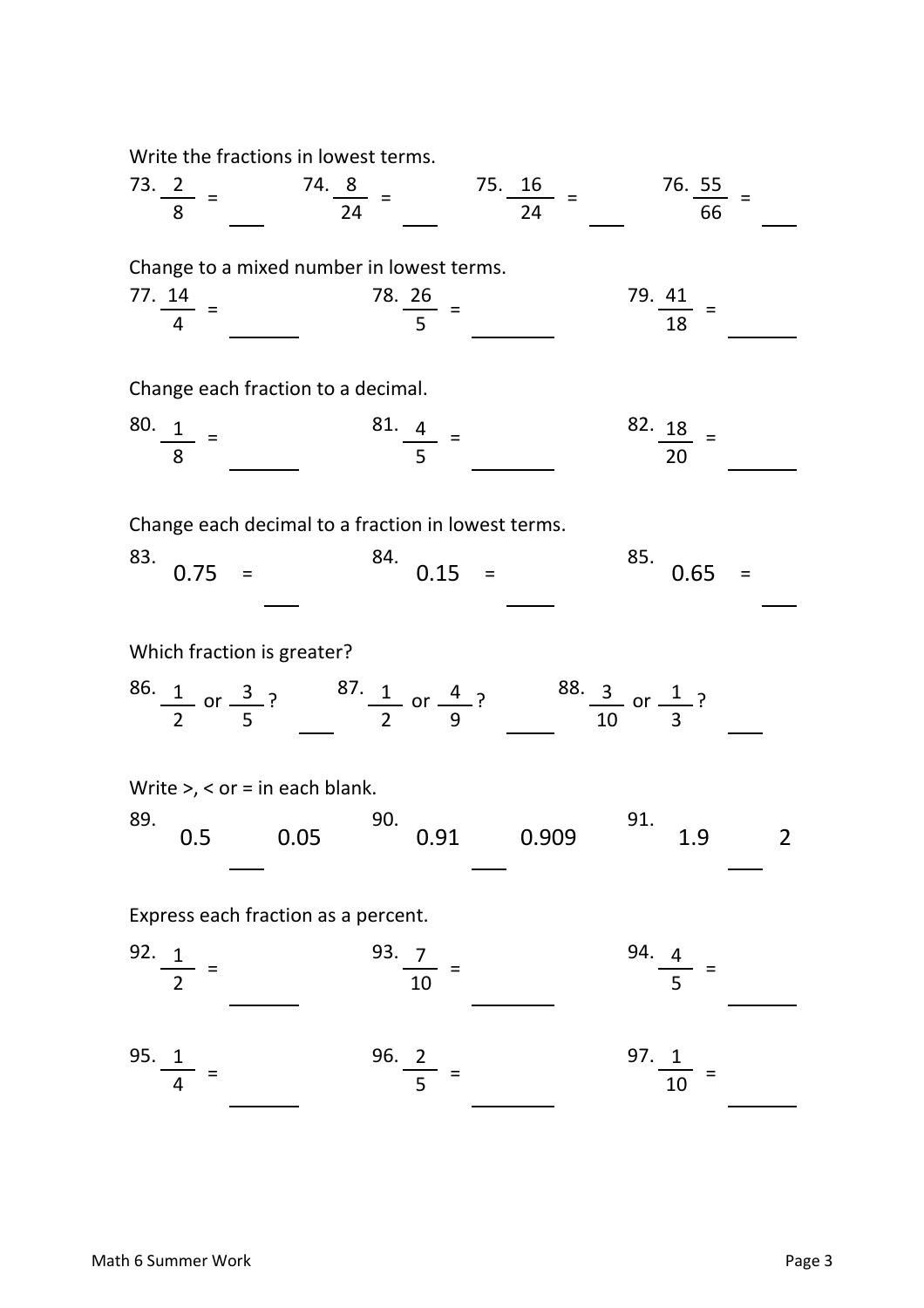Write the fractions in lowest terms.

73. $\frac{2}{8}$ = ___ 74. $\frac{8}{24}$ = ___ 75. $\frac{16}{24}$ = ___ 76. $\frac{55}{66}$ = ___

Change to a mixed number in lowest terms.

77. $\frac{14}{4}$ = ______ 78. $\frac{26}{5}$ = ______ 79. $\frac{41}{18}$ = ______

Change each fraction to a decimal.

80. $\frac{1}{8}$ = ______ 81. $\frac{4}{5}$ = ______ 82. $\frac{18}{20}$ = ______

Change each decimal to a fraction in lowest terms.

83. 0.75 = ___ 84. 0.15 = ___ 85. 0.65 = ___

Which fraction is greater?

86. $\frac{1}{2}$ or $\frac{3}{5}$? ___ 87. $\frac{1}{2}$ or $\frac{4}{9}$? ___ 88. $\frac{3}{10}$ or $\frac{1}{3}$? ___

Write >, < or = in each blank.

89. 0.5 ___ 0.05 90. 0.91 ___ 0.909 91. 1.9 ___ 2

Express each fraction as a percent.

92. $\frac{1}{2}$ = ______ 93. $\frac{7}{10}$ = ______ 94. $\frac{4}{5}$ = ______

95. $\frac{1}{4}$ = ______ 96. $\frac{2}{5}$ = ______ 97. $\frac{1}{10}$ = ______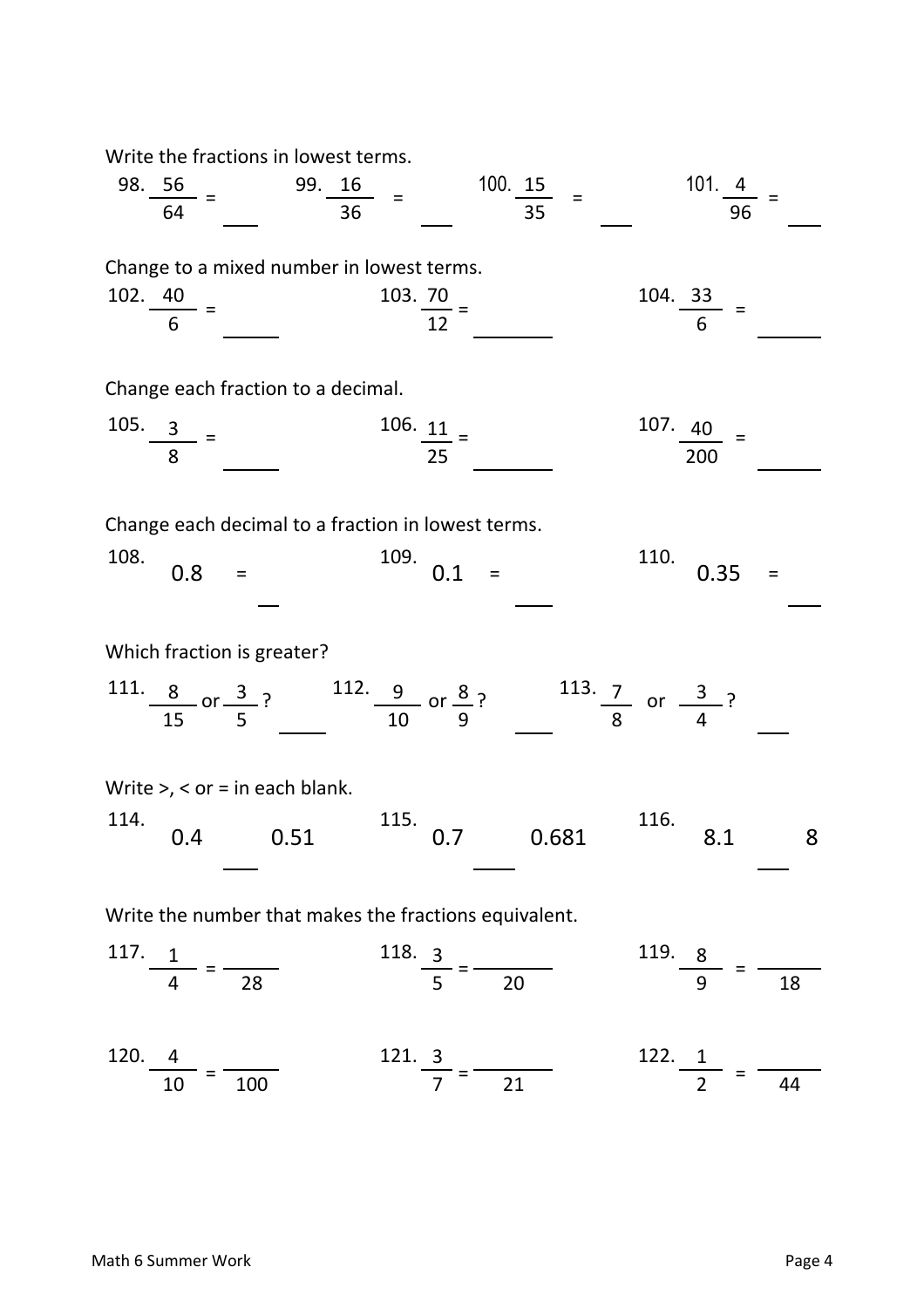Write the fractions in lowest terms.

98. $\frac{56}{64}$ = ___ 99. $\frac{16}{36}$ = ___ 100. $\frac{15}{35}$ = ___ 101. $\frac{4}{96}$ = ___

Change to a mixed number in lowest terms.

102. $\frac{40}{6}$ = ___ 103. $\frac{70}{12}$ = ___ 104. $\frac{33}{6}$ = ___

Change each fraction to a decimal.

105. $\frac{3}{8}$ = ___ 106. $\frac{11}{25}$ = ___ 107. $\frac{40}{200}$ = ___

Change each decimal to a fraction in lowest terms.

108. 0.8 = ___ 109. 0.1 = ___ 110. 0.35 = ___

Which fraction is greater?

111. $\frac{8}{15}$ or $\frac{3}{5}$? ___ 112. $\frac{9}{10}$ or $\frac{8}{9}$? ___ 113. $\frac{7}{8}$ or $\frac{3}{4}$? ___

Write >, < or = in each blank.

114. 0.4 ___ 0.51 115. 0.7 ___ 0.681 116. 8.1 ___ 8

Write the number that makes the fractions equivalent.

117. $\frac{1}{4} = \frac{\quad}{28}$ 118. $\frac{3}{5} = \frac{\quad}{20}$ 119. $\frac{8}{9} = \frac{\quad}{18}$

120. $\frac{4}{10} = \frac{\quad}{100}$ 121. $\frac{3}{7} = \frac{\quad}{21}$ 122. $\frac{1}{2} = \frac{\quad}{44}$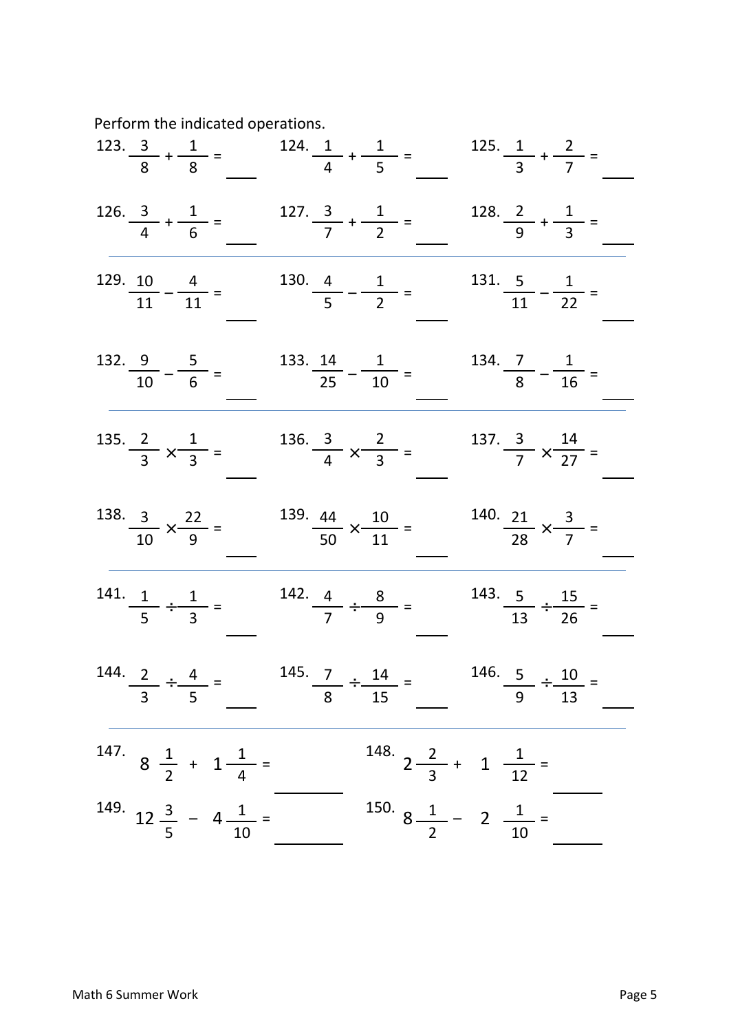Perform the indicated operations.

123. $\frac{3}{8} + \frac{1}{8} =$ ____

124. $\frac{1}{4} + \frac{1}{5} =$ ____

125. $\frac{1}{3} + \frac{2}{7} =$ ____

126. $\frac{3}{4} + \frac{1}{6} =$ ____

127. $\frac{3}{7} + \frac{1}{2} =$ ____

128. $\frac{2}{9} + \frac{1}{3} =$ ____

129. $\frac{10}{11} - \frac{4}{11} =$ ____

130. $\frac{4}{5} - \frac{1}{2} =$ ____

131. $\frac{5}{11} - \frac{1}{22} =$ ____

132. $\frac{9}{10} - \frac{5}{6} =$ ____

133. $\frac{14}{25} - \frac{1}{10} =$ ____

134. $\frac{7}{8} - \frac{1}{16} =$ ____

135. $\frac{2}{3} \times \frac{1}{3} =$ ____

136. $\frac{3}{4} \times \frac{2}{3} =$ ____

137. $\frac{3}{7} \times \frac{14}{27} =$ ____

138. $\frac{3}{10} \times \frac{22}{9} =$ ____

139. $\frac{44}{50} \times \frac{10}{11} =$ ____

140. $\frac{21}{28} \times \frac{3}{7} =$ ____

141. $\frac{1}{5} \div \frac{1}{3} =$ ____

142. $\frac{4}{7} \div \frac{8}{9} =$ ____

143. $\frac{5}{13} \div \frac{15}{26} =$ ____

144. $\frac{2}{3} \div \frac{4}{5} =$ ____

145. $\frac{7}{8} \div \frac{14}{15} =$ ____

146. $\frac{5}{9} \div \frac{10}{13} =$ ____

147. $8\frac{1}{2} + 1\frac{1}{4} =$ ____

148. $2\frac{2}{3} + 1\frac{1}{12} =$ ____

149. $12\frac{3}{5} - 4\frac{1}{10} =$ ____

150. $8\frac{1}{2} - 2\frac{1}{10} =$ ____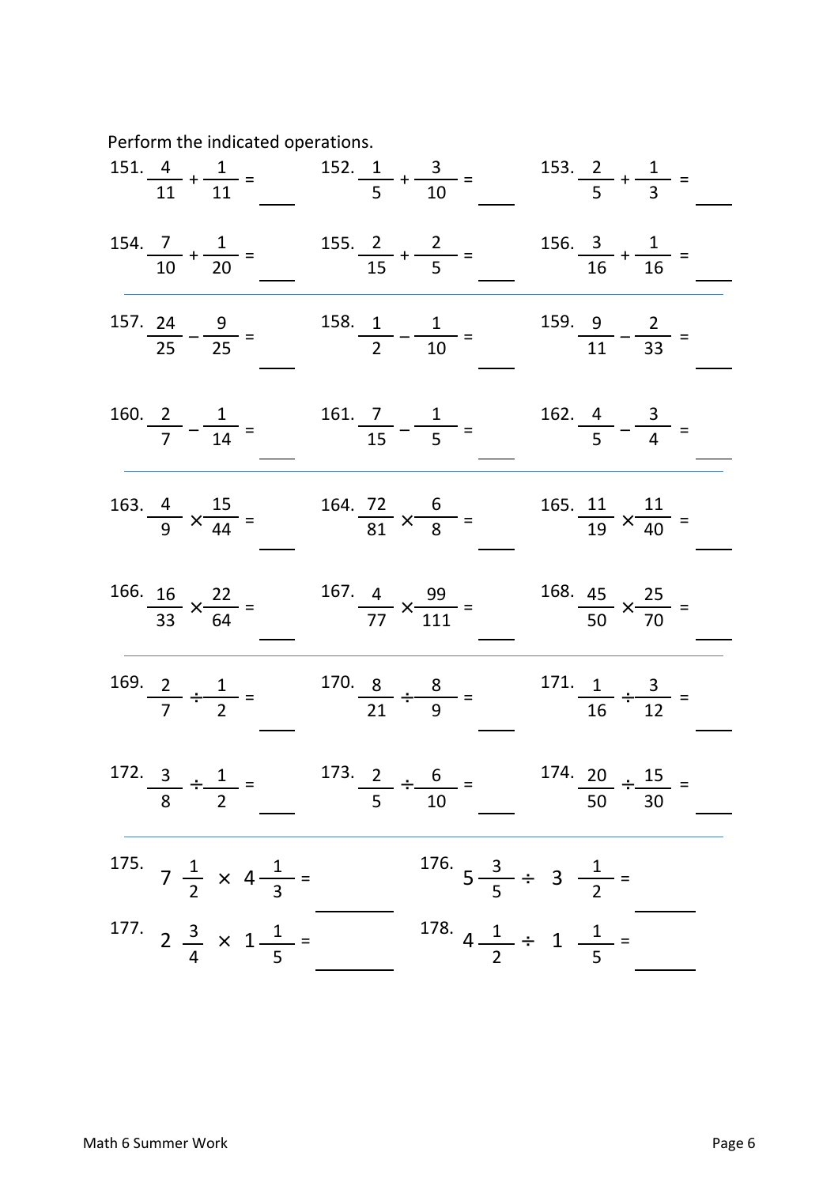Perform the indicated operations.

151. $\frac{4}{11} + \frac{1}{11} =$ ____

152. $\frac{1}{5} + \frac{3}{10} =$ ____

153. $\frac{2}{5} + \frac{1}{3} =$ ____

154. $\frac{7}{10} + \frac{1}{20} =$ ____

155. $\frac{2}{15} + \frac{2}{5} =$ ____

156. $\frac{3}{16} + \frac{1}{16} =$ ____

157. $\frac{24}{25} - \frac{9}{25} =$ ____

158. $\frac{1}{2} - \frac{1}{10} =$ ____

159. $\frac{9}{11} - \frac{2}{33} =$ ____

160. $\frac{2}{7} - \frac{1}{14} =$ ____

161. $\frac{7}{15} - \frac{1}{5} =$ ____

162. $\frac{4}{5} - \frac{3}{4} =$ ____

163. $\frac{4}{9} \times \frac{15}{44} =$ ____

164. $\frac{72}{81} \times \frac{6}{8} =$ ____

165. $\frac{11}{19} \times \frac{11}{40} =$ ____

166. $\frac{16}{33} \times \frac{22}{64} =$ ____

167. $\frac{4}{77} \times \frac{99}{111} =$ ____

168. $\frac{45}{50} \times \frac{25}{70} =$ ____

169. $\frac{2}{7} \div \frac{1}{2} =$ ____

170. $\frac{8}{21} \div \frac{8}{9} =$ ____

171. $\frac{1}{16} \div \frac{3}{12} =$ ____

172. $\frac{3}{8} \div \frac{1}{2} =$ ____

173. $\frac{2}{5} \div \frac{6}{10} =$ ____

174. $\frac{20}{50} \div \frac{15}{30} =$ ____

175. $7\frac{1}{2} \times 4\frac{1}{3} =$ ____

176. $5\frac{3}{5} \div 3\frac{1}{2} =$ ____

177. $2\frac{3}{4} \times 1\frac{1}{5} =$ ____

178. $4\frac{1}{2} \div 1\frac{1}{5} =$ ____